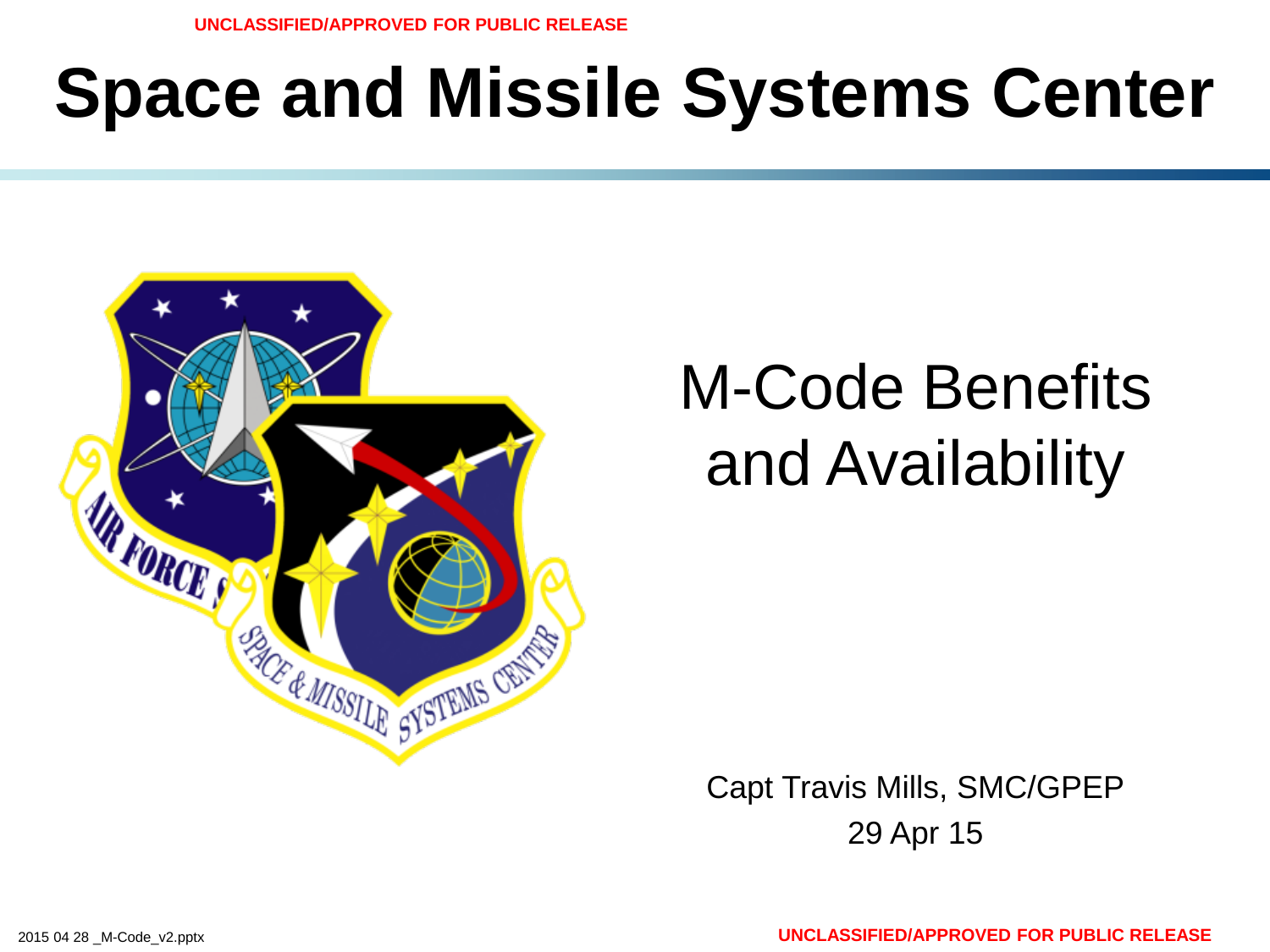UNCLASSIFIED/APPROVED FOR PUBLIC RELEASE

# Space and Missile Systems Center

## M-Code Benefits and Availability

Capt Travis Mills, SMC/GPEP

29 Apr 15

2015 04 28 _M-Code_v2.pptx

UNCLASSIFIED/APPROVED FOR PUBLIC RELEASE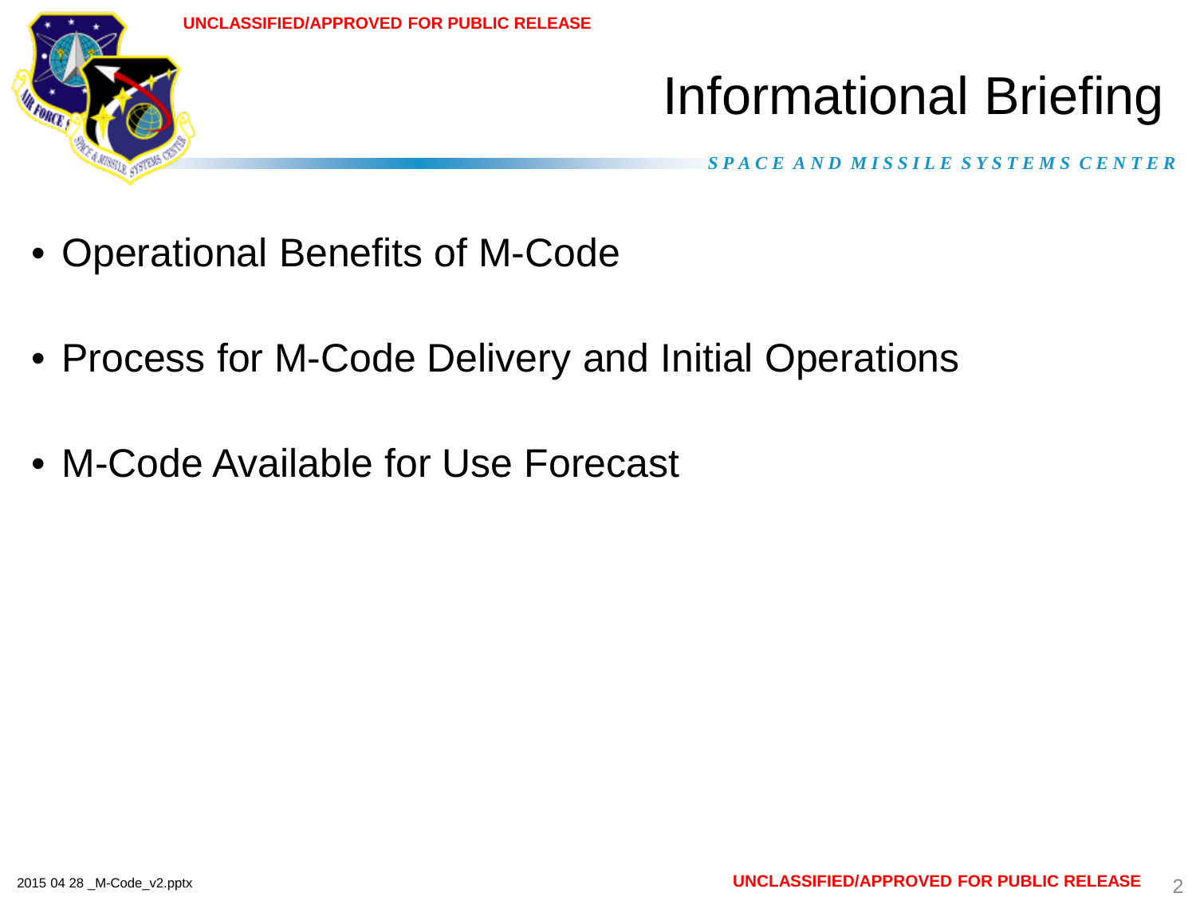# Informational Briefing

- Operational Benefits of M-Code
- Process for M-Code Delivery and Initial Operations
- M-Code Available for Use Forecast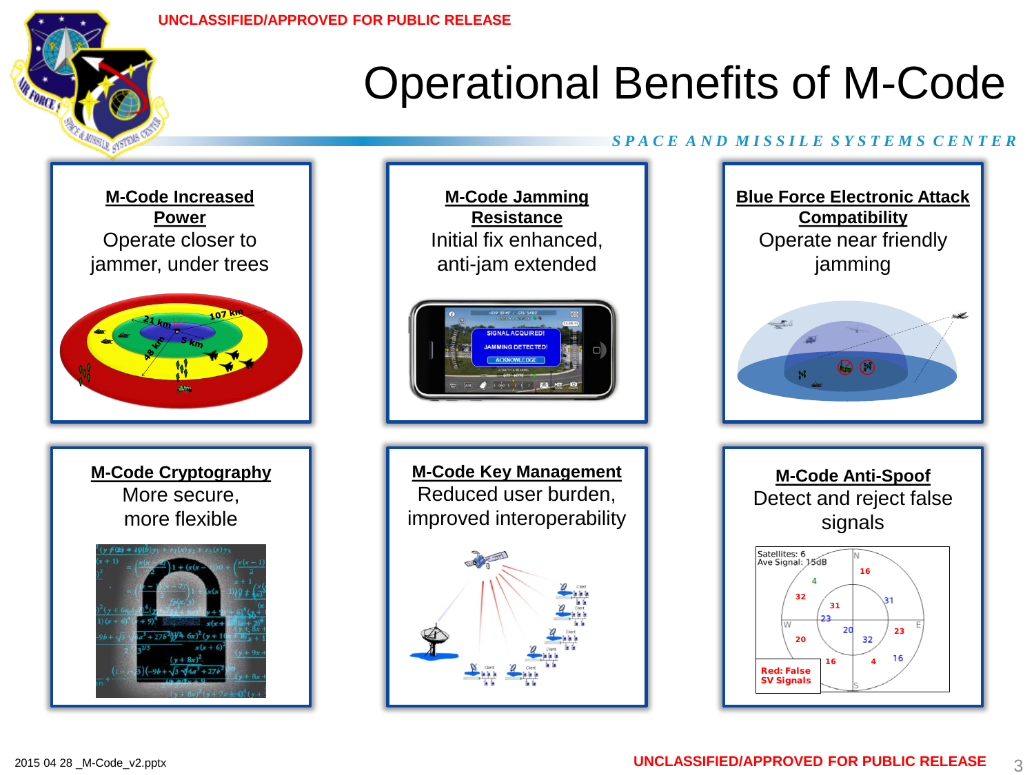# Operational Benefits of M-Code

**M-Code Increased Power**
Operate closer to jammer, under trees

**M-Code Jamming Resistance**
Initial fix enhanced, anti-jam extended

**Blue Force Electronic Attack Compatibility**
Operate near friendly jamming

**M-Code Cryptography**
More secure, more flexible

**M-Code Key Management**
Reduced user burden, improved interoperability

**M-Code Anti-Spoof**
Detect and reject false signals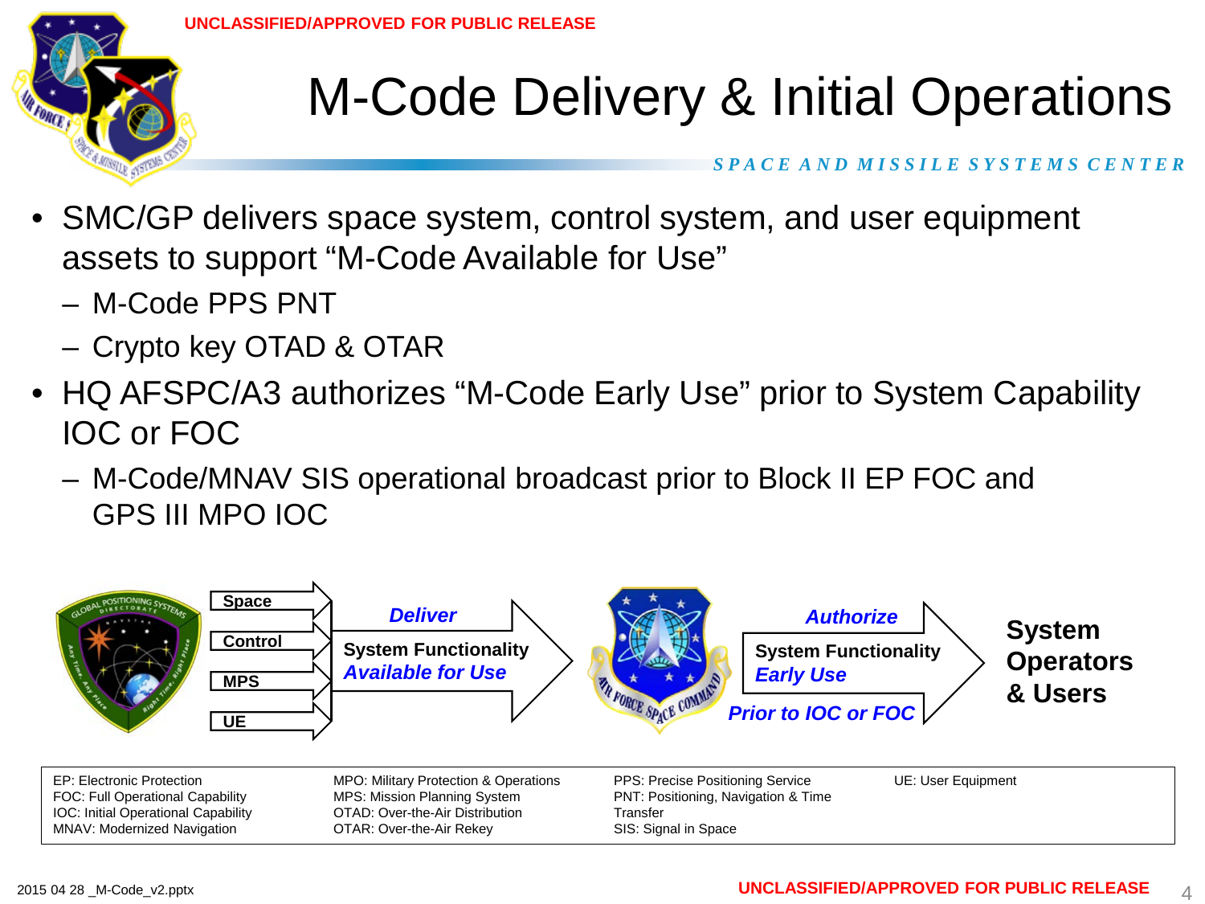UNCLASSIFIED/APPROVED FOR PUBLIC RELEASE

# M-Code Delivery & Initial Operations

SPACE AND MISSILE SYSTEMS CENTER

- SMC/GP delivers space system, control system, and user equipment assets to support "M-Code Available for Use"
  - M-Code PPS PNT
  - Crypto key OTAD & OTAR
- HQ AFSPC/A3 authorizes "M-Code Early Use" prior to System Capability IOC or FOC
  - M-Code/MNAV SIS operational broadcast prior to Block II EP FOC and GPS III MPO IOC

Space → Control → MPS → UE → *Deliver* → System Functionality *Available for Use* → *Authorize* → System Functionality *Early Use* *Prior to IOC or FOC* → **System Operators & Users**

| | | | |
|---|---|---|---|
| EP: Electronic Protection | MPO: Military Protection & Operations | PPS: Precise Positioning Service | UE: User Equipment |
| FOC: Full Operational Capability | MPS: Mission Planning System | PNT: Positioning, Navigation & Time Transfer | |
| IOC: Initial Operational Capability | OTAD: Over-the-Air Distribution | SIS: Signal in Space | |
| MNAV: Modernized Navigation | OTAR: Over-the-Air Rekey | | |

2015 04 28 _M-Code_v2.pptx

UNCLASSIFIED/APPROVED FOR PUBLIC RELEASE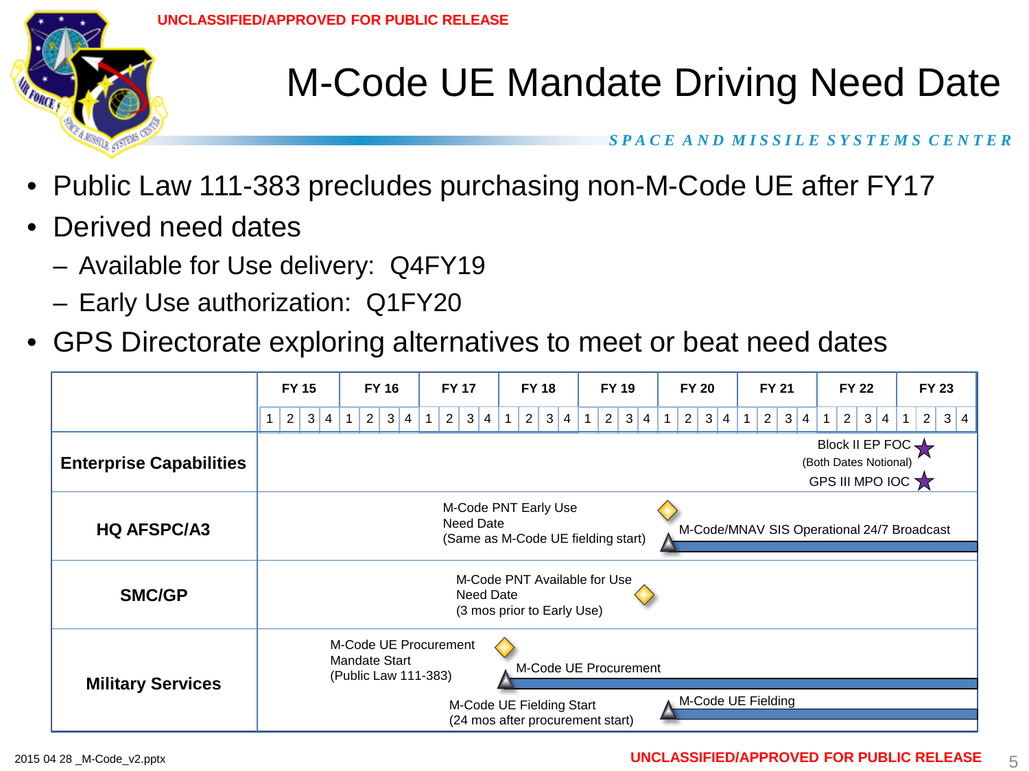# M-Code UE Mandate Driving Need Date

*SPACE AND MISSILE SYSTEMS CENTER*

- Public Law 111-383 precludes purchasing non-M-Code UE after FY17
- Derived need dates
  - Available for Use delivery: Q4FY19
  - Early Use authorization: Q1FY20
- GPS Directorate exploring alternatives to meet or beat need dates

| | FY 15 | FY 16 | FY 17 | FY 18 | FY 19 | FY 20 | FY 21 | FY 22 | FY 23 |
|---|---|---|---|---|---|---|---|---|---|
| | 1 2 3 4 | 1 2 3 4 | 1 2 3 4 | 1 2 3 4 | 1 2 3 4 | 1 2 3 4 | 1 2 3 4 | 1 2 3 4 | 1 2 3 4 |
| **Enterprise Capabilities** | Block II EP FOC; GPS III MPO IOC (Both Dates Notional) | | | | | | | | |
| **HQ AFSPC/A3** | M-Code PNT Early Use Need Date (Same as M-Code UE fielding start); M-Code/MNAV SIS Operational 24/7 Broadcast | | | | | | | | |
| **SMC/GP** | M-Code PNT Available for Use Need Date (3 mos prior to Early Use) | | | | | | | | |
| **Military Services** | M-Code UE Procurement Mandate Start (Public Law 111-383); M-Code UE Procurement; M-Code UE Fielding Start (24 mos after procurement start); M-Code UE Fielding | | | | | | | | |

2015 04 28 _M-Code_v2.pptx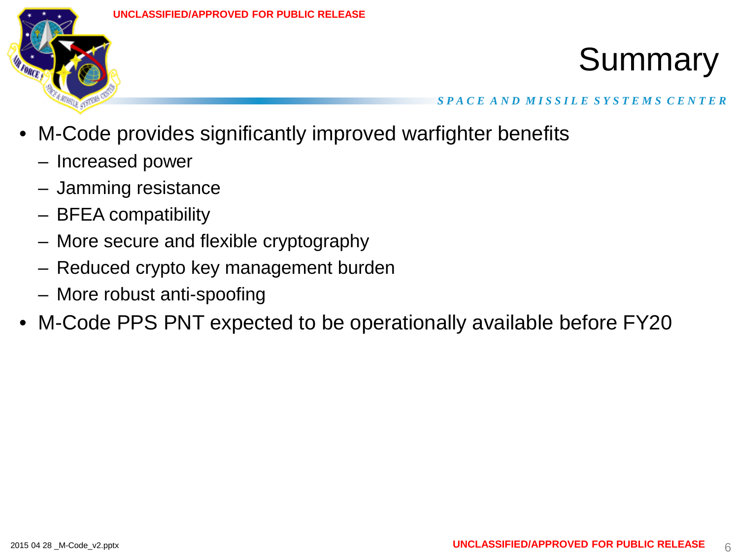# Summary

- M-Code provides significantly improved warfighter benefits
  - Increased power
  - Jamming resistance
  - BFEA compatibility
  - More secure and flexible cryptography
  - Reduced crypto key management burden
  - More robust anti-spoofing
- M-Code PPS PNT expected to be operationally available before FY20